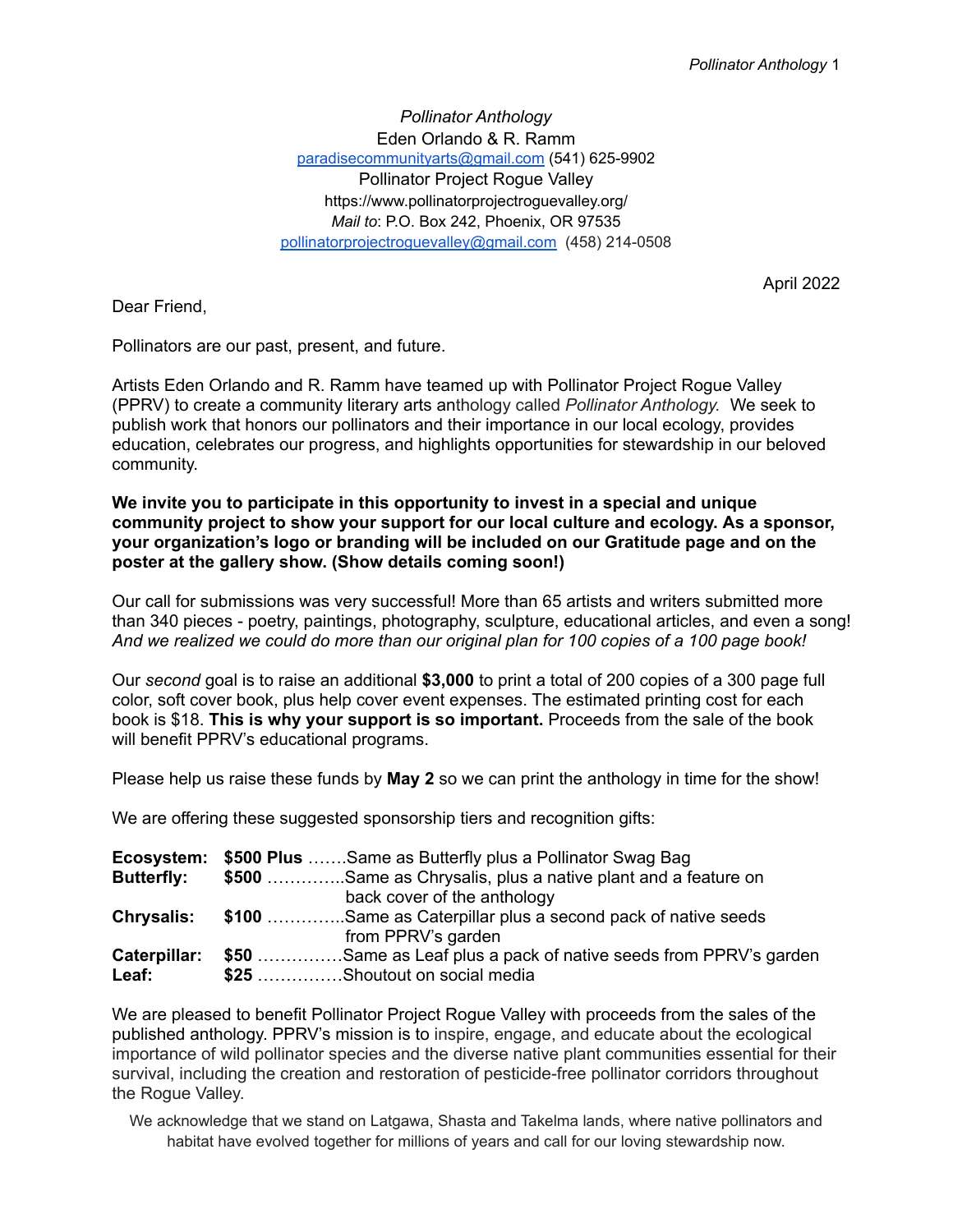*Pollinator Anthology*
Eden Orlando & R. Ramm
[paradisecommunityarts@gmail.com](mailto:paradisecommunityarts@gmail.com) (541) 625-9902
Pollinator Project Rogue Valley
https://www.pollinatorprojectroguevalley.org/
*Mail to*: P.O. Box 242, Phoenix, OR 97535
[pollinatorprojectroguevalley@gmail.com](mailto:pollinatorprojectroguevalley@gmail.com) (458) 214-0508

April 2022

Dear Friend,

Pollinators are our past, present, and future.

Artists Eden Orlando and R. Ramm have teamed up with Pollinator Project Rogue Valley (PPRV) to create a community literary arts anthology called *Pollinator Anthology.* We seek to publish work that honors our pollinators and their importance in our local ecology, provides education, celebrates our progress, and highlights opportunities for stewardship in our beloved community.

**We invite you to participate in this opportunity to invest in a special and unique community project to show your support for our local culture and ecology. As a sponsor, your organization's logo or branding will be included on our Gratitude page and on the poster at the gallery show. (Show details coming soon!)**

Our call for submissions was very successful! More than 65 artists and writers submitted more than 340 pieces - poetry, paintings, photography, sculpture, educational articles, and even a song! *And we realized we could do more than our original plan for 100 copies of a 100 page book!*

Our *second* goal is to raise an additional **$3,000** to print a total of 200 copies of a 300 page full color, soft cover book, plus help cover event expenses. The estimated printing cost for each book is $18. **This is why your support is so important.** Proceeds from the sale of the book will benefit PPRV's educational programs.

Please help us raise these funds by **May 2** so we can print the anthology in time for the show!

We are offering these suggested sponsorship tiers and recognition gifts:

**Ecosystem:** **$500 Plus** .......Same as Butterfly plus a Pollinator Swag Bag
**Butterfly:** **$500** ..............Same as Chrysalis, plus a native plant and a feature on back cover of the anthology
**Chrysalis:** **$100** ..............Same as Caterpillar plus a second pack of native seeds from PPRV's garden
**Caterpillar:** **$50** ...............Same as Leaf plus a pack of native seeds from PPRV's garden
**Leaf:** **$25** ...............Shoutout on social media

We are pleased to benefit Pollinator Project Rogue Valley with proceeds from the sales of the published anthology. PPRV's mission is to inspire, engage, and educate about the ecological importance of wild pollinator species and the diverse native plant communities essential for their survival, including the creation and restoration of pesticide-free pollinator corridors throughout the Rogue Valley.

We acknowledge that we stand on Latgawa, Shasta and Takelma lands, where native pollinators and habitat have evolved together for millions of years and call for our loving stewardship now.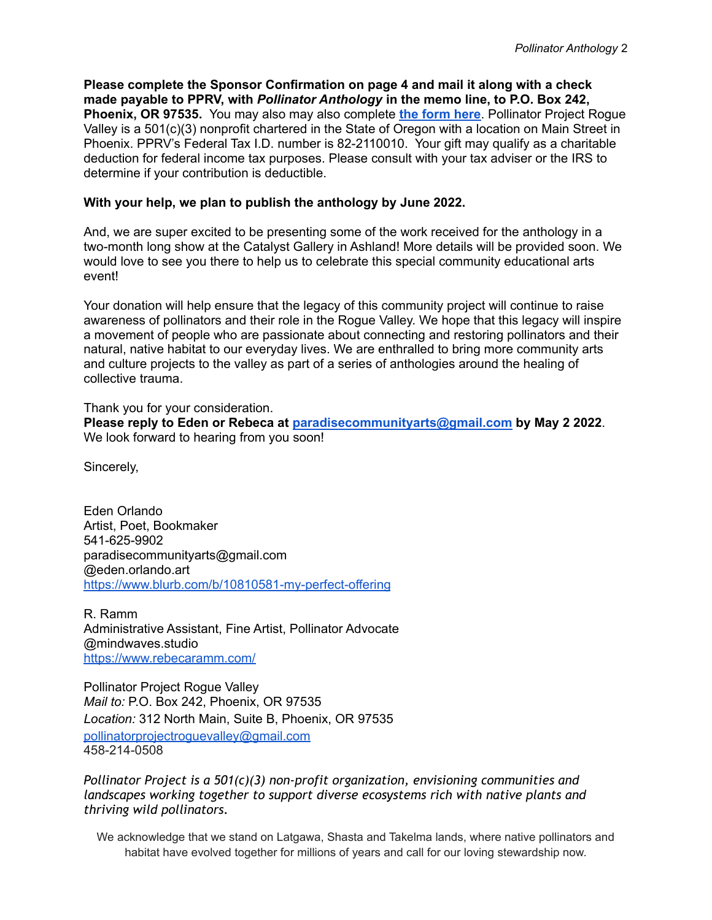**Please complete the Sponsor Confirmation on page 4 and mail it along with a check made payable to PPRV, with *Pollinator Anthology* in the memo line, to P.O. Box 242, Phoenix, OR 97535.** You may also may also complete **[the form here](#)**. Pollinator Project Rogue Valley is a 501(c)(3) nonprofit chartered in the State of Oregon with a location on Main Street in Phoenix. PPRV's Federal Tax I.D. number is 82-2110010. Your gift may qualify as a charitable deduction for federal income tax purposes. Please consult with your tax adviser or the IRS to determine if your contribution is deductible.

**With your help, we plan to publish the anthology by June 2022.**

And, we are super excited to be presenting some of the work received for the anthology in a two-month long show at the Catalyst Gallery in Ashland! More details will be provided soon. We would love to see you there to help us to celebrate this special community educational arts event!

Your donation will help ensure that the legacy of this community project will continue to raise awareness of pollinators and their role in the Rogue Valley. We hope that this legacy will inspire a movement of people who are passionate about connecting and restoring pollinators and their natural, native habitat to our everyday lives. We are enthralled to bring more community arts and culture projects to the valley as part of a series of anthologies around the healing of collective trauma.

Thank you for your consideration.
**Please reply to Eden or Rebeca at paradisecommunityarts@gmail.com by May 2 2022**.
We look forward to hearing from you soon!

Sincerely,

Eden Orlando
Artist, Poet, Bookmaker
541-625-9902
paradisecommunityarts@gmail.com
@eden.orlando.art
https://www.blurb.com/b/10810581-my-perfect-offering

R. Ramm
Administrative Assistant, Fine Artist, Pollinator Advocate
@mindwaves.studio
https://www.rebecaramm.com/

Pollinator Project Rogue Valley
*Mail to:* P.O. Box 242, Phoenix, OR 97535
*Location:* 312 North Main, Suite B, Phoenix, OR 97535
pollinatorprojectroguevalley@gmail.com
458-214-0508

*Pollinator Project is a 501(c)(3) non-profit organization, envisioning communities and landscapes working together to support diverse ecosystems rich with native plants and thriving wild pollinators.*

We acknowledge that we stand on Latgawa, Shasta and Takelma lands, where native pollinators and habitat have evolved together for millions of years and call for our loving stewardship now.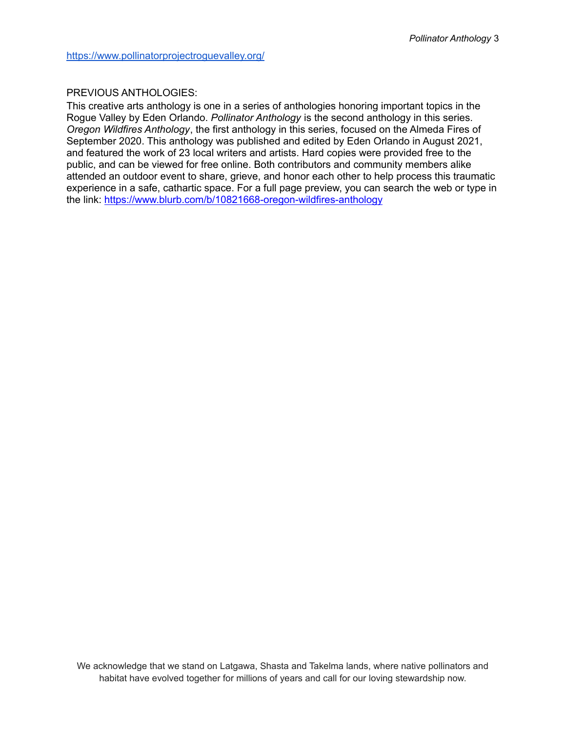https://www.pollinatorprojectroguevalley.org/

PREVIOUS ANTHOLOGIES:

This creative arts anthology is one in a series of anthologies honoring important topics in the Rogue Valley by Eden Orlando. *Pollinator Anthology* is the second anthology in this series. *Oregon Wildfires Anthology*, the first anthology in this series, focused on the Almeda Fires of September 2020. This anthology was published and edited by Eden Orlando in August 2021, and featured the work of 23 local writers and artists. Hard copies were provided free to the public, and can be viewed for free online. Both contributors and community members alike attended an outdoor event to share, grieve, and honor each other to help process this traumatic experience in a safe, cathartic space. For a full page preview, you can search the web or type in the link: https://www.blurb.com/b/10821668-oregon-wildfires-anthology

We acknowledge that we stand on Latgawa, Shasta and Takelma lands, where native pollinators and habitat have evolved together for millions of years and call for our loving stewardship now.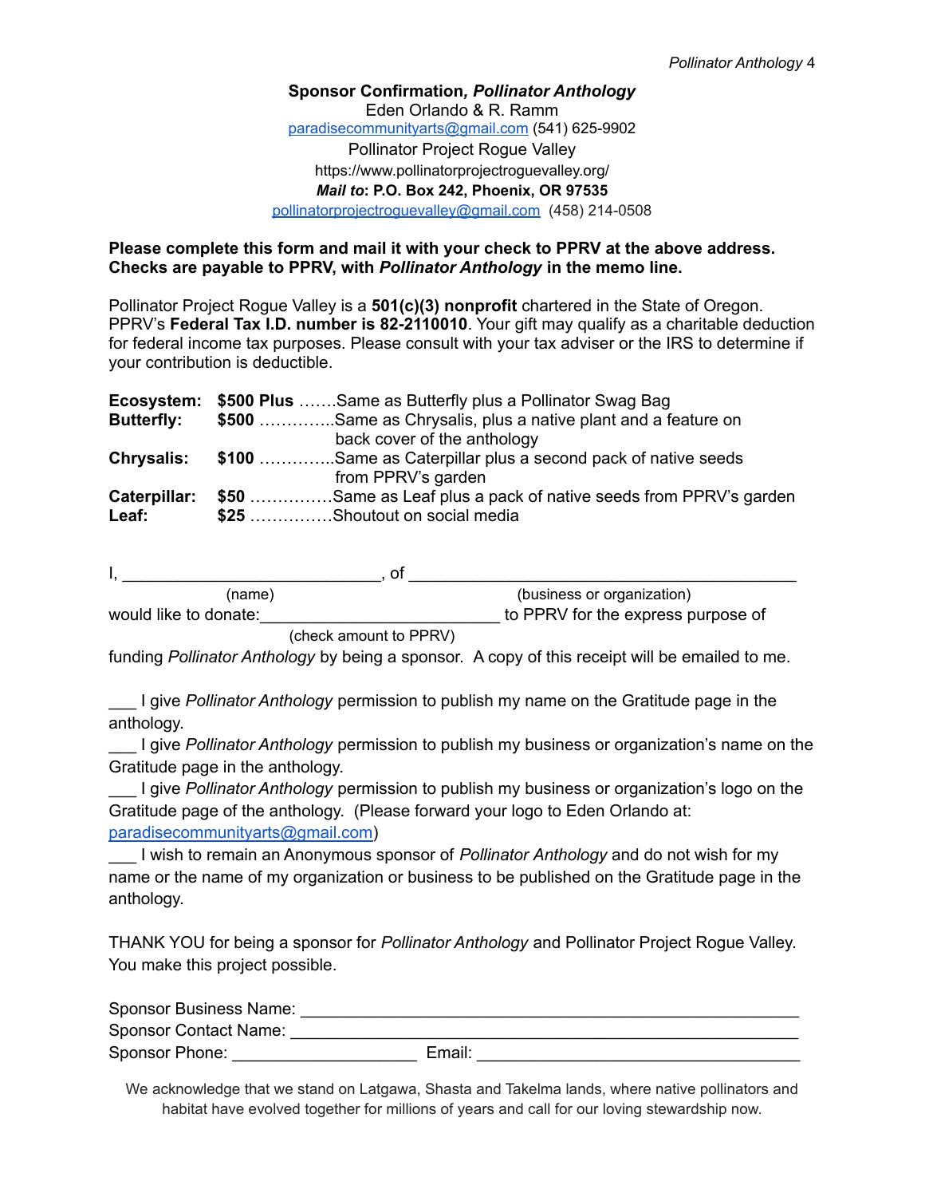**Sponsor Confirmation, *Pollinator Anthology***
Eden Orlando & R. Ramm
paradisecommunityarts@gmail.com (541) 625-9902
Pollinator Project Rogue Valley
https://www.pollinatorprojectroguevalley.org/
***Mail to*: P.O. Box 242, Phoenix, OR 97535**
pollinatorprojectroguevalley@gmail.com (458) 214-0508

**Please complete this form and mail it with your check to PPRV at the above address. Checks are payable to PPRV, with *Pollinator Anthology* in the memo line.**

Pollinator Project Rogue Valley is a **501(c)(3) nonprofit** chartered in the State of Oregon. PPRV's **Federal Tax I.D. number is 82-2110010**. Your gift may qualify as a charitable deduction for federal income tax purposes. Please consult with your tax adviser or the IRS to determine if your contribution is deductible.

| | | |
|---|---|---|
| **Ecosystem:** | **$500 Plus** | .......Same as Butterfly plus a Pollinator Swag Bag |
| **Butterfly:** | **$500** | ..............Same as Chrysalis, plus a native plant and a feature on back cover of the anthology |
| **Chrysalis:** | **$100** | ..............Same as Caterpillar plus a second pack of native seeds from PPRV's garden |
| **Caterpillar:** | **$50** | ...............Same as Leaf plus a pack of native seeds from PPRV's garden |
| **Leaf:** | **$25** | ...............Shoutout on social media |

I, ___________________________, of __________________________________________
(name) (business or organization)
would like to donate:_________________________ to PPRV for the express purpose of
(check amount to PPRV)
funding *Pollinator Anthology* by being a sponsor. A copy of this receipt will be emailed to me.

___ I give *Pollinator Anthology* permission to publish my name on the Gratitude page in the anthology.
___ I give *Pollinator Anthology* permission to publish my business or organization's name on the Gratitude page in the anthology.
___ I give *Pollinator Anthology* permission to publish my business or organization's logo on the Gratitude page of the anthology. (Please forward your logo to Eden Orlando at: paradisecommunityarts@gmail.com)
___ I wish to remain an Anonymous sponsor of *Pollinator Anthology* and do not wish for my name or the name of my organization or business to be published on the Gratitude page in the anthology.

THANK YOU for being a sponsor for *Pollinator Anthology* and Pollinator Project Rogue Valley. You make this project possible.

Sponsor Business Name: _______________________________________________________
Sponsor Contact Name: ________________________________________________________
Sponsor Phone: ____________________ Email: ___________________________________

We acknowledge that we stand on Latgawa, Shasta and Takelma lands, where native pollinators and habitat have evolved together for millions of years and call for our loving stewardship now.